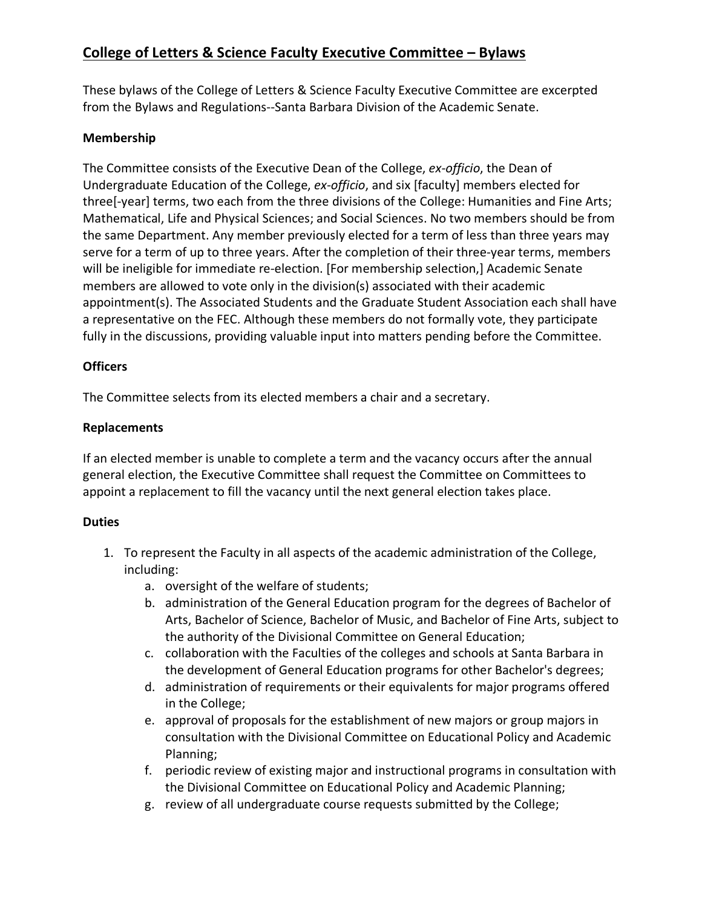# College of Letters & Science Faculty Executive Committee – Bylaws

These bylaws of the College of Letters & Science Faculty Executive Committee are excerpted from the Bylaws and Regulations--Santa Barbara Division of the Academic Senate.

**Membership**

The Committee consists of the Executive Dean of the College, *ex-officio*, the Dean of Undergraduate Education of the College, *ex-officio*, and six [faculty] members elected for three[-year] terms, two each from the three divisions of the College: Humanities and Fine Arts; Mathematical, Life and Physical Sciences; and Social Sciences. No two members should be from the same Department. Any member previously elected for a term of less than three years may serve for a term of up to three years. After the completion of their three-year terms, members will be ineligible for immediate re-election. [For membership selection,] Academic Senate members are allowed to vote only in the division(s) associated with their academic appointment(s). The Associated Students and the Graduate Student Association each shall have a representative on the FEC. Although these members do not formally vote, they participate fully in the discussions, providing valuable input into matters pending before the Committee.

**Officers**

The Committee selects from its elected members a chair and a secretary.

**Replacements**

If an elected member is unable to complete a term and the vacancy occurs after the annual general election, the Executive Committee shall request the Committee on Committees to appoint a replacement to fill the vacancy until the next general election takes place.

**Duties**

1. To represent the Faculty in all aspects of the academic administration of the College, including:
   a. oversight of the welfare of students;
   b. administration of the General Education program for the degrees of Bachelor of Arts, Bachelor of Science, Bachelor of Music, and Bachelor of Fine Arts, subject to the authority of the Divisional Committee on General Education;
   c. collaboration with the Faculties of the colleges and schools at Santa Barbara in the development of General Education programs for other Bachelor's degrees;
   d. administration of requirements or their equivalents for major programs offered in the College;
   e. approval of proposals for the establishment of new majors or group majors in consultation with the Divisional Committee on Educational Policy and Academic Planning;
   f. periodic review of existing major and instructional programs in consultation with the Divisional Committee on Educational Policy and Academic Planning;
   g. review of all undergraduate course requests submitted by the College;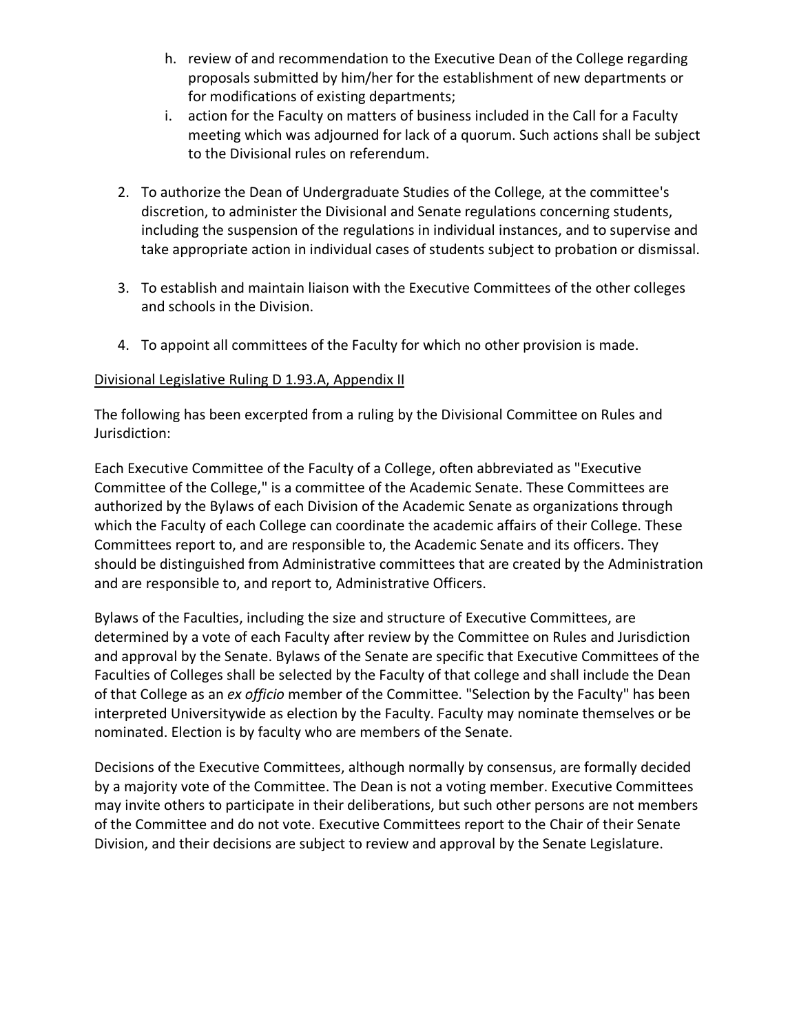h. review of and recommendation to the Executive Dean of the College regarding proposals submitted by him/her for the establishment of new departments or for modifications of existing departments;
i. action for the Faculty on matters of business included in the Call for a Faculty meeting which was adjourned for lack of a quorum. Such actions shall be subject to the Divisional rules on referendum.

2. To authorize the Dean of Undergraduate Studies of the College, at the committee's discretion, to administer the Divisional and Senate regulations concerning students, including the suspension of the regulations in individual instances, and to supervise and take appropriate action in individual cases of students subject to probation or dismissal.

3. To establish and maintain liaison with the Executive Committees of the other colleges and schools in the Division.

4. To appoint all committees of the Faculty for which no other provision is made.

<u>Divisional Legislative Ruling D 1.93.A, Appendix II</u>

The following has been excerpted from a ruling by the Divisional Committee on Rules and Jurisdiction:

Each Executive Committee of the Faculty of a College, often abbreviated as "Executive Committee of the College," is a committee of the Academic Senate. These Committees are authorized by the Bylaws of each Division of the Academic Senate as organizations through which the Faculty of each College can coordinate the academic affairs of their College. These Committees report to, and are responsible to, the Academic Senate and its officers. They should be distinguished from Administrative committees that are created by the Administration and are responsible to, and report to, Administrative Officers.

Bylaws of the Faculties, including the size and structure of Executive Committees, are determined by a vote of each Faculty after review by the Committee on Rules and Jurisdiction and approval by the Senate. Bylaws of the Senate are specific that Executive Committees of the Faculties of Colleges shall be selected by the Faculty of that college and shall include the Dean of that College as an *ex officio* member of the Committee. "Selection by the Faculty" has been interpreted Universitywide as election by the Faculty. Faculty may nominate themselves or be nominated. Election is by faculty who are members of the Senate.

Decisions of the Executive Committees, although normally by consensus, are formally decided by a majority vote of the Committee. The Dean is not a voting member. Executive Committees may invite others to participate in their deliberations, but such other persons are not members of the Committee and do not vote. Executive Committees report to the Chair of their Senate Division, and their decisions are subject to review and approval by the Senate Legislature.